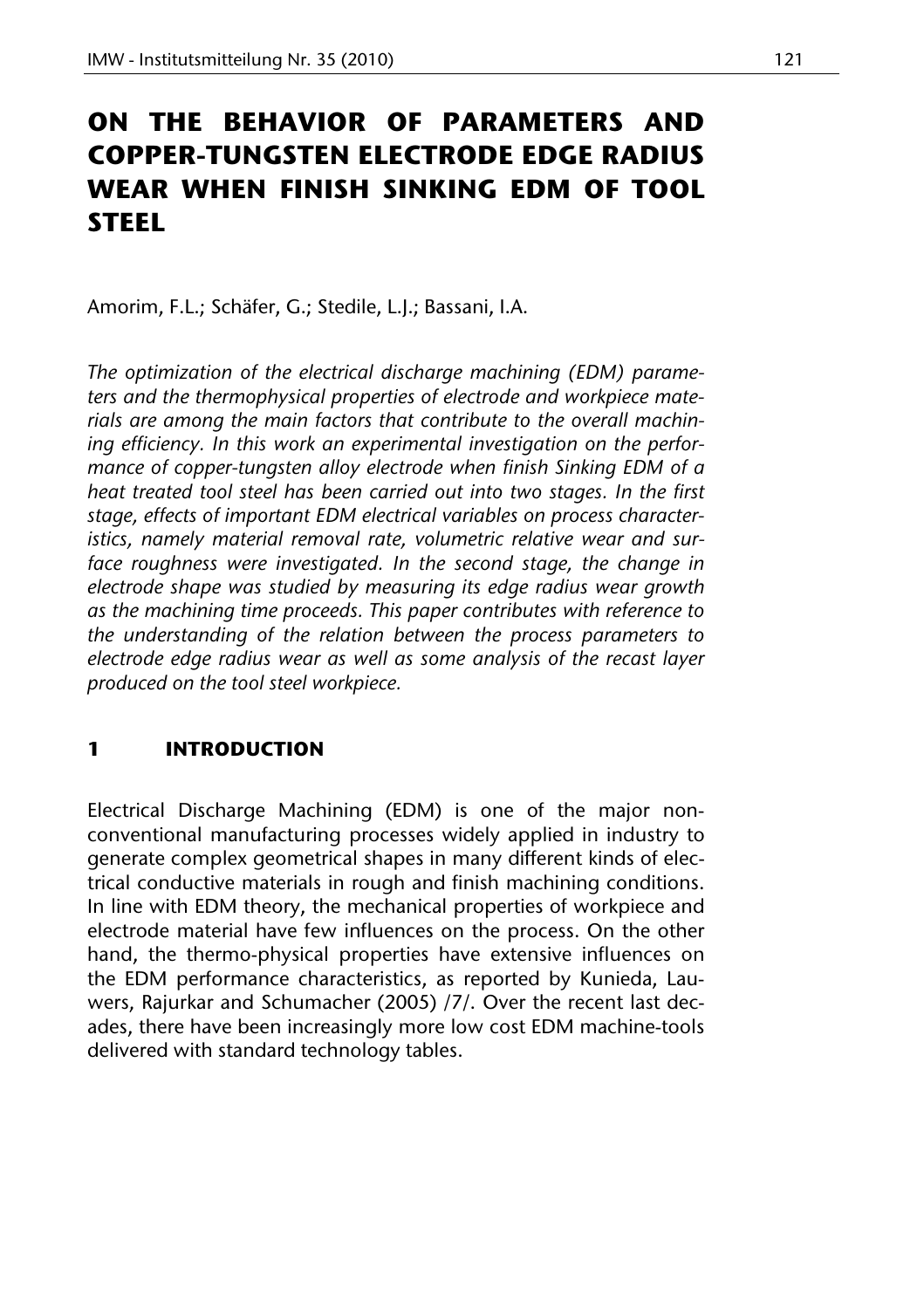# ON THE BEHAVIOR OF PARAMETERS AND COPPER-TUNGSTEN ELECTRODE EDGE RADIUS WEAR WHEN FINISH SINKING EDM OF TOOL STEEL

Amorim, F.L.; Schäfer, G.; Stedile, L.J.; Bassani, I.A.

*The optimization of the electrical discharge machining (EDM) parameters and the thermophysical properties of electrode and workpiece materials are among the main factors that contribute to the overall machining efficiency. In this work an experimental investigation on the performance of copper-tungsten alloy electrode when finish Sinking EDM of a heat treated tool steel has been carried out into two stages. In the first stage, effects of important EDM electrical variables on process characteristics, namely material removal rate, volumetric relative wear and surface roughness were investigated. In the second stage, the change in electrode shape was studied by measuring its edge radius wear growth as the machining time proceeds. This paper contributes with reference to the understanding of the relation between the process parameters to electrode edge radius wear as well as some analysis of the recast layer produced on the tool steel workpiece.*

## 1 INTRODUCTION

Electrical Discharge Machining (EDM) is one of the major non-conventional manufacturing processes widely applied in industry to generate complex geometrical shapes in many different kinds of electrical conductive materials in rough and finish machining conditions. In line with EDM theory, the mechanical properties of workpiece and electrode material have few influences on the process. On the other hand, the thermo-physical properties have extensive influences on the EDM performance characteristics, as reported by Kunieda, Lauwers, Rajurkar and Schumacher (2005) /7/. Over the recent last decades, there have been increasingly more low cost EDM machine-tools delivered with standard technology tables.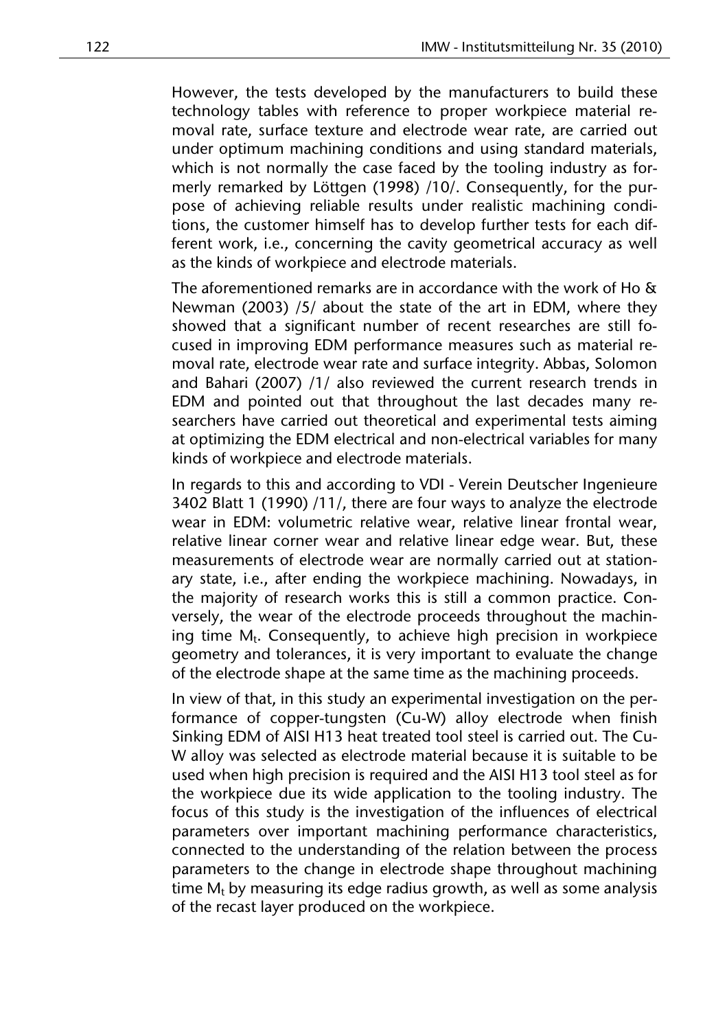However, the tests developed by the manufacturers to build these technology tables with reference to proper workpiece material removal rate, surface texture and electrode wear rate, are carried out under optimum machining conditions and using standard materials, which is not normally the case faced by the tooling industry as formerly remarked by Löttgen (1998) /10/. Consequently, for the purpose of achieving reliable results under realistic machining conditions, the customer himself has to develop further tests for each different work, i.e., concerning the cavity geometrical accuracy as well as the kinds of workpiece and electrode materials.

The aforementioned remarks are in accordance with the work of Ho & Newman (2003) /5/ about the state of the art in EDM, where they showed that a significant number of recent researches are still focused in improving EDM performance measures such as material removal rate, electrode wear rate and surface integrity. Abbas, Solomon and Bahari (2007) /1/ also reviewed the current research trends in EDM and pointed out that throughout the last decades many researchers have carried out theoretical and experimental tests aiming at optimizing the EDM electrical and non-electrical variables for many kinds of workpiece and electrode materials.

In regards to this and according to VDI - Verein Deutscher Ingenieure 3402 Blatt 1 (1990) /11/, there are four ways to analyze the electrode wear in EDM: volumetric relative wear, relative linear frontal wear, relative linear corner wear and relative linear edge wear. But, these measurements of electrode wear are normally carried out at stationary state, i.e., after ending the workpiece machining. Nowadays, in the majority of research works this is still a common practice. Conversely, the wear of the electrode proceeds throughout the machining time $M_t$. Consequently, to achieve high precision in workpiece geometry and tolerances, it is very important to evaluate the change of the electrode shape at the same time as the machining proceeds.

In view of that, in this study an experimental investigation on the performance of copper-tungsten (Cu-W) alloy electrode when finish Sinking EDM of AISI H13 heat treated tool steel is carried out. The Cu-W alloy was selected as electrode material because it is suitable to be used when high precision is required and the AISI H13 tool steel as for the workpiece due its wide application to the tooling industry. The focus of this study is the investigation of the influences of electrical parameters over important machining performance characteristics, connected to the understanding of the relation between the process parameters to the change in electrode shape throughout machining time $M_t$ by measuring its edge radius growth, as well as some analysis of the recast layer produced on the workpiece.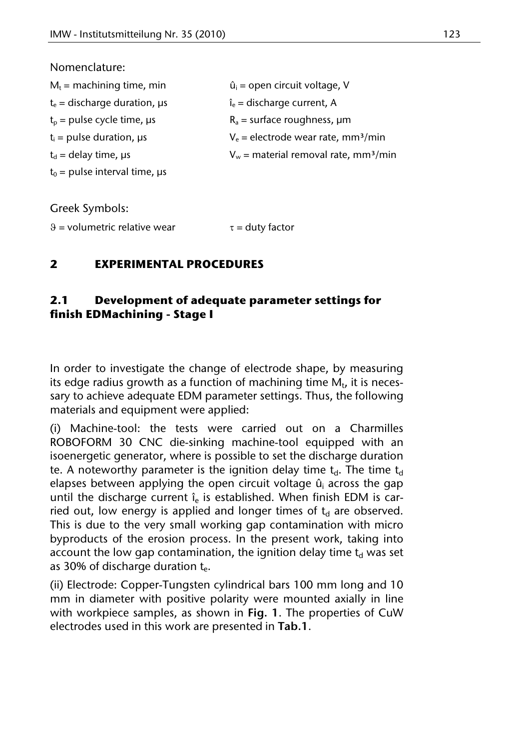Nomenclature:

| | |
|---|---|
| $M_t$ = machining time, min | $\hat{u}_i$ = open circuit voltage, V |
| $t_e$ = discharge duration, µs | $\hat{i}_e$ = discharge current, A |
| $t_p$ = pulse cycle time, µs | $R_a$ = surface roughness, µm |
| $t_i$ = pulse duration, µs | $V_e$ = electrode wear rate, mm³/min |
| $t_d$ = delay time, µs | $V_w$ = material removal rate, mm³/min |
| $t_0$ = pulse interval time, µs | |

Greek Symbols:

| | |
|---|---|
| $\vartheta$ = volumetric relative wear | $\tau$ = duty factor |

## 2 EXPERIMENTAL PROCEDURES

### 2.1 Development of adequate parameter settings for finish EDMachining - Stage I

In order to investigate the change of electrode shape, by measuring its edge radius growth as a function of machining time $M_t$, it is necessary to achieve adequate EDM parameter settings. Thus, the following materials and equipment were applied:

(i) Machine-tool: the tests were carried out on a Charmilles ROBOFORM 30 CNC die-sinking machine-tool equipped with an isoenergetic generator, where is possible to set the discharge duration te. A noteworthy parameter is the ignition delay time $t_d$. The time $t_d$ elapses between applying the open circuit voltage $\hat{u}_i$ across the gap until the discharge current $\hat{i}_e$ is established. When finish EDM is carried out, low energy is applied and longer times of $t_d$ are observed. This is due to the very small working gap contamination with micro byproducts of the erosion process. In the present work, taking into account the low gap contamination, the ignition delay time $t_d$ was set as 30% of discharge duration $t_e$.

(ii) Electrode: Copper-Tungsten cylindrical bars 100 mm long and 10 mm in diameter with positive polarity were mounted axially in line with workpiece samples, as shown in **Fig. 1**. The properties of CuW electrodes used in this work are presented in **Tab.1**.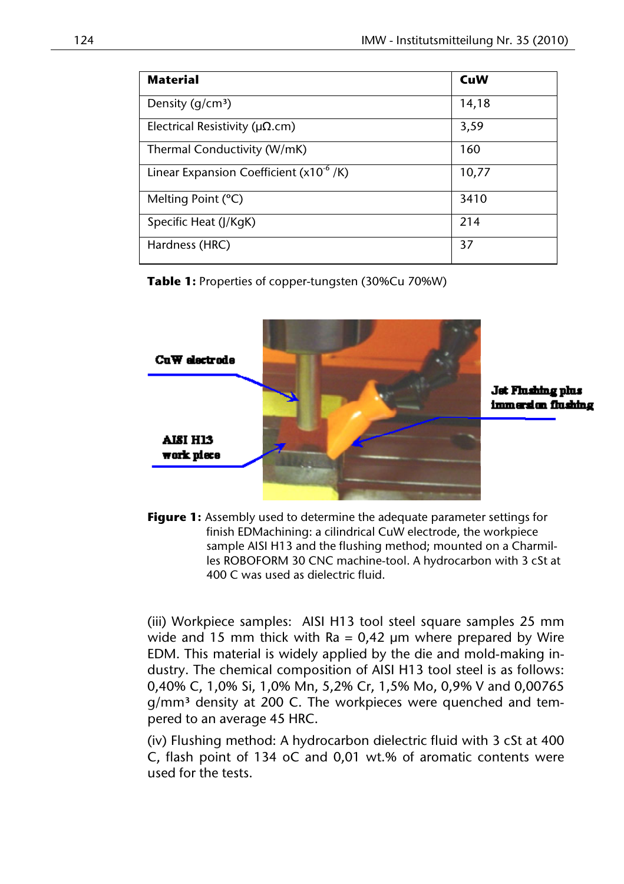| **Material** | **CuW** |
|---|---|
| Density (g/cm³) | 14,18 |
| Electrical Resistivity (μΩ.cm) | 3,59 |
| Thermal Conductivity (W/mK) | 160 |
| Linear Expansion Coefficient ($x10^{-6}$ /K) | 10,77 |
| Melting Point (°C) | 3410 |
| Specific Heat (J/KgK) | 214 |
| Hardness (HRC) | 37 |

**Table 1:** Properties of copper-tungsten (30%Cu 70%W)

**Figure 1:** Assembly used to determine the adequate parameter settings for finish EDMachining: a cilindrical CuW electrode, the workpiece sample AISI H13 and the flushing method; mounted on a Charmilles ROBOFORM 30 CNC machine-tool. A hydrocarbon with 3 cSt at 400 C was used as dielectric fluid.

(iii) Workpiece samples: AISI H13 tool steel square samples 25 mm wide and 15 mm thick with Ra = 0,42 μm where prepared by Wire EDM. This material is widely applied by the die and mold-making industry. The chemical composition of AISI H13 tool steel is as follows: 0,40% C, 1,0% Si, 1,0% Mn, 5,2% Cr, 1,5% Mo, 0,9% V and 0,00765 g/mm³ density at 200 C. The workpieces were quenched and tempered to an average 45 HRC.

(iv) Flushing method: A hydrocarbon dielectric fluid with 3 cSt at 400 C, flash point of 134 oC and 0,01 wt.% of aromatic contents were used for the tests.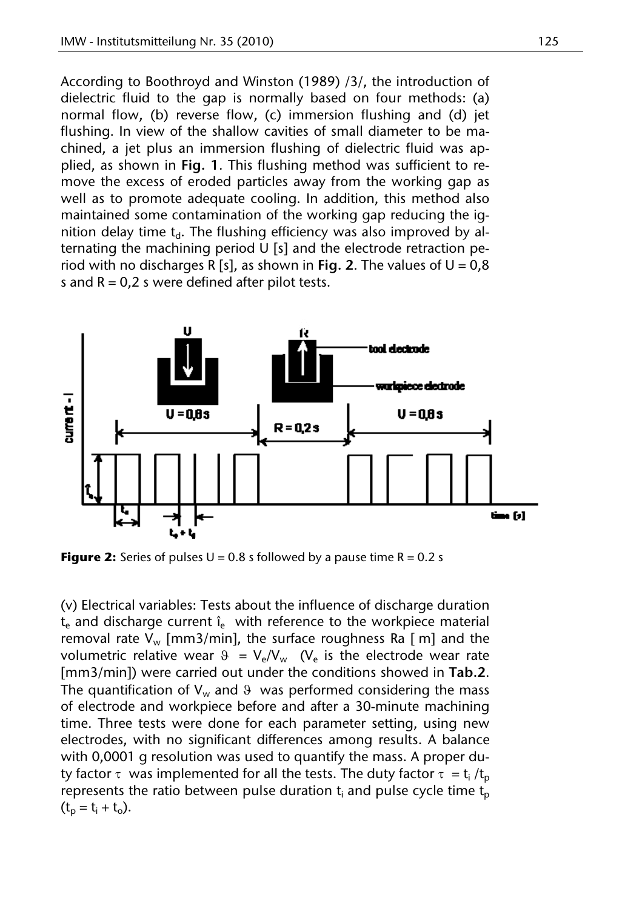According to Boothroyd and Winston (1989) /3/, the introduction of dielectric fluid to the gap is normally based on four methods: (a) normal flow, (b) reverse flow, (c) immersion flushing and (d) jet flushing. In view of the shallow cavities of small diameter to be machined, a jet plus an immersion flushing of dielectric fluid was applied, as shown in **Fig. 1**. This flushing method was sufficient to remove the excess of eroded particles away from the working gap as well as to promote adequate cooling. In addition, this method also maintained some contamination of the working gap reducing the ignition delay time $t_d$. The flushing efficiency was also improved by alternating the machining period U [s] and the electrode retraction period with no discharges R [s], as shown in **Fig. 2**. The values of U = 0,8 s and R = 0,2 s were defined after pilot tests.

**Figure 2:** Series of pulses U = 0.8 s followed by a pause time R = 0.2 s

(v) Electrical variables: Tests about the influence of discharge duration $t_e$ and discharge current $\hat{i}_e$ with reference to the workpiece material removal rate $V_w$ [mm3/min], the surface roughness Ra [ m] and the volumetric relative wear $\vartheta = V_e/V_w$ ($V_e$ is the electrode wear rate [mm3/min]) were carried out under the conditions showed in **Tab.2**. The quantification of $V_w$ and $\vartheta$ was performed considering the mass of electrode and workpiece before and after a 30-minute machining time. Three tests were done for each parameter setting, using new electrodes, with no significant differences among results. A balance with 0,0001 g resolution was used to quantify the mass. A proper duty factor $\tau$ was implemented for all the tests. The duty factor $\tau = t_i/t_p$ represents the ratio between pulse duration $t_i$ and pulse cycle time $t_p$ ($t_p = t_i + t_o$).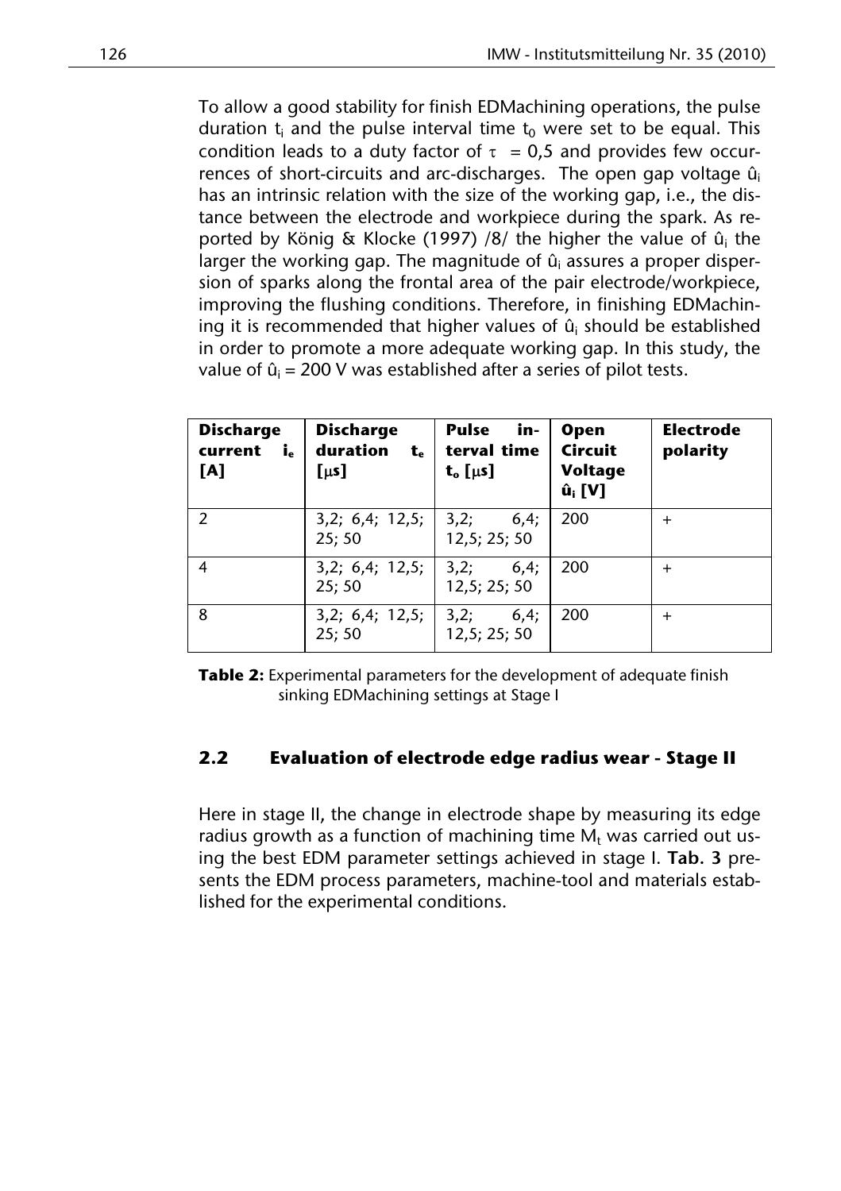To allow a good stability for finish EDMachining operations, the pulse duration $t_i$ and the pulse interval time $t_0$ were set to be equal. This condition leads to a duty factor of $\tau = 0{,}5$ and provides few occurrences of short-circuits and arc-discharges. The open gap voltage $\hat{u}_i$ has an intrinsic relation with the size of the working gap, i.e., the distance between the electrode and workpiece during the spark. As reported by König & Klocke (1997) /8/ the higher the value of $\hat{u}_i$ the larger the working gap. The magnitude of $\hat{u}_i$ assures a proper dispersion of sparks along the frontal area of the pair electrode/workpiece, improving the flushing conditions. Therefore, in finishing EDMachining it is recommended that higher values of $\hat{u}_i$ should be established in order to promote a more adequate working gap. In this study, the value of $\hat{u}_i$ = 200 V was established after a series of pilot tests.

| **Discharge current $i_e$ [A]** | **Discharge duration $t_e$ [μs]** | **Pulse interval time $t_o$ [μs]** | **Open Circuit Voltage $\hat{u}_i$ [V]** | **Electrode polarity** |
|---|---|---|---|---|
| 2 | 3,2; 6,4; 12,5; 25; 50 | 3,2; 6,4; 12,5; 25; 50 | 200 | + |
| 4 | 3,2; 6,4; 12,5; 25; 50 | 3,2; 6,4; 12,5; 25; 50 | 200 | + |
| 8 | 3,2; 6,4; 12,5; 25; 50 | 3,2; 6,4; 12,5; 25; 50 | 200 | + |

**Table 2:** Experimental parameters for the development of adequate finish sinking EDMachining settings at Stage I

## 2.2 Evaluation of electrode edge radius wear - Stage II

Here in stage II, the change in electrode shape by measuring its edge radius growth as a function of machining time $M_t$ was carried out using the best EDM parameter settings achieved in stage I. **Tab. 3** presents the EDM process parameters, machine-tool and materials established for the experimental conditions.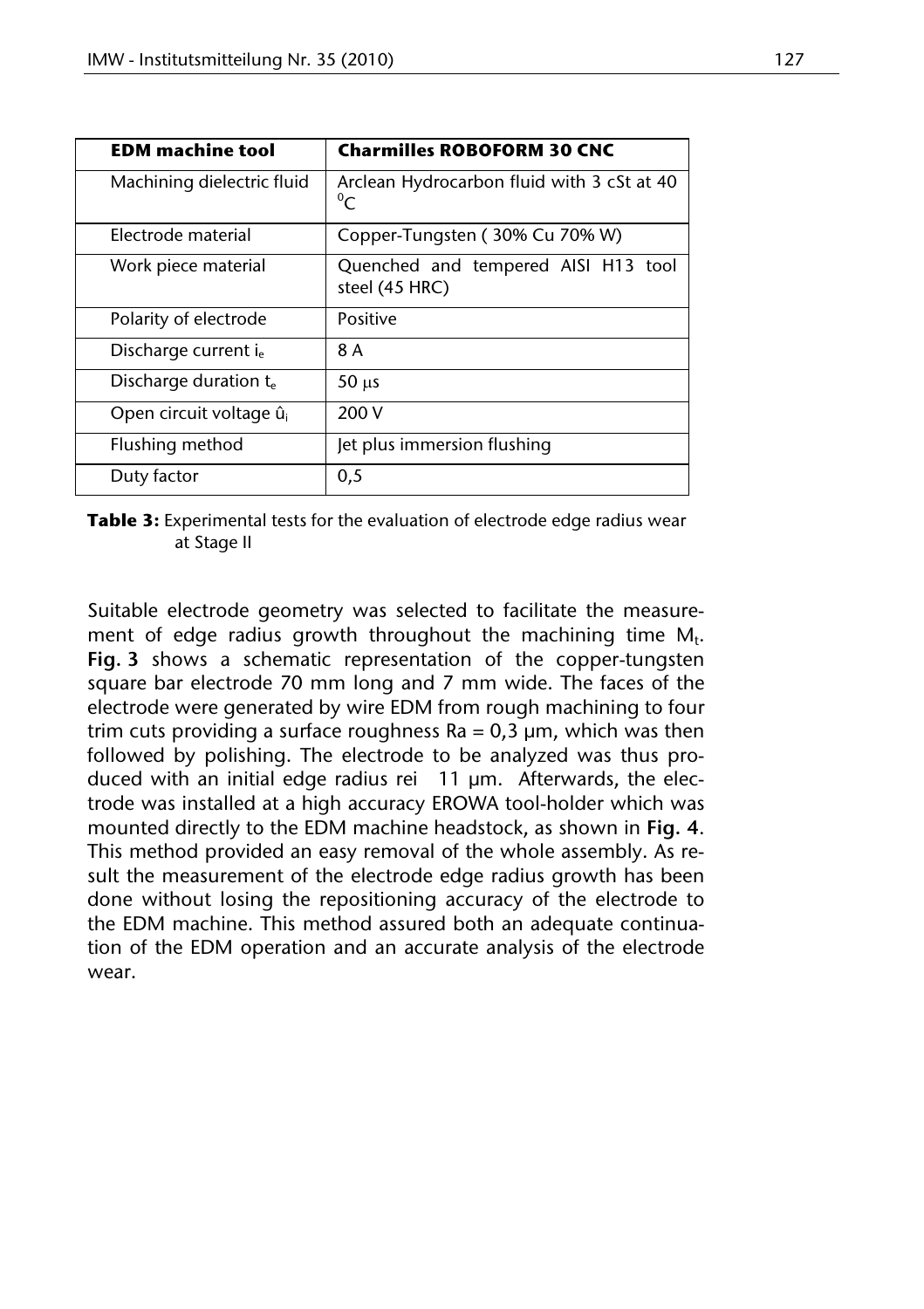| EDM machine tool | Charmilles ROBOFORM 30 CNC |
| --- | --- |
| Machining dielectric fluid | Arclean Hydrocarbon fluid with 3 cSt at 40 $^0$C |
| Electrode material | Copper-Tungsten ( 30% Cu 70% W) |
| Work piece material | Quenched and tempered AISI H13 tool steel (45 HRC) |
| Polarity of electrode | Positive |
| Discharge current $i_e$ | 8 A |
| Discharge duration $t_e$ | 50 μs |
| Open circuit voltage $\hat{u}_i$ | 200 V |
| Flushing method | Jet plus immersion flushing |
| Duty factor | 0,5 |

**Table 3:** Experimental tests for the evaluation of electrode edge radius wear at Stage II

Suitable electrode geometry was selected to facilitate the measurement of edge radius growth throughout the machining time $M_t$. **Fig. 3** shows a schematic representation of the copper-tungsten square bar electrode 70 mm long and 7 mm wide. The faces of the electrode were generated by wire EDM from rough machining to four trim cuts providing a surface roughness Ra = 0,3 µm, which was then followed by polishing. The electrode to be analyzed was thus produced with an initial edge radius rei  11 µm. Afterwards, the electrode was installed at a high accuracy EROWA tool-holder which was mounted directly to the EDM machine headstock, as shown in **Fig. 4**. This method provided an easy removal of the whole assembly. As result the measurement of the electrode edge radius growth has been done without losing the repositioning accuracy of the electrode to the EDM machine. This method assured both an adequate continuation of the EDM operation and an accurate analysis of the electrode wear.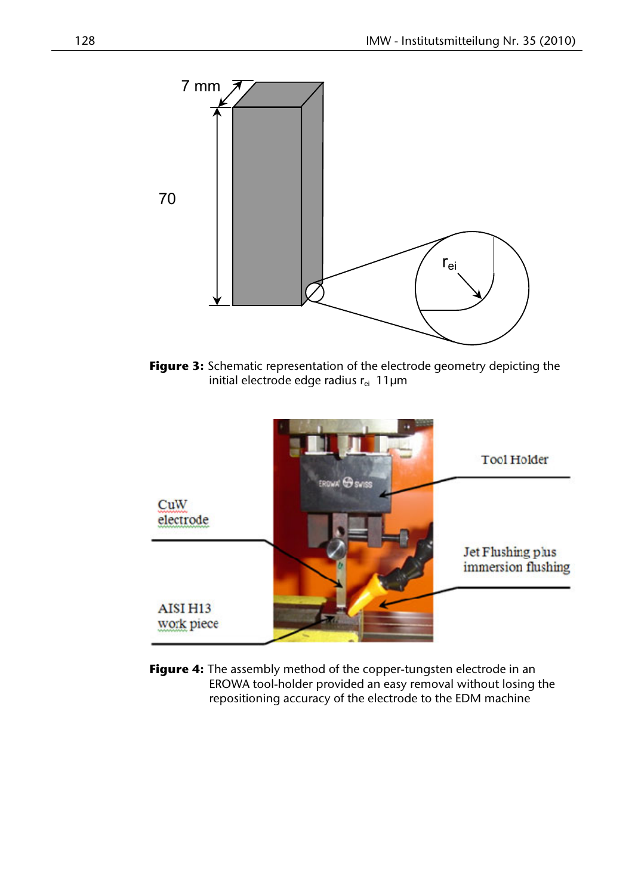**Figure 3:** Schematic representation of the electrode geometry depicting the initial electrode edge radius $r_{ei}$ 11µm

**Figure 4:** The assembly method of the copper-tungsten electrode in an EROWA tool-holder provided an easy removal without losing the repositioning accuracy of the electrode to the EDM machine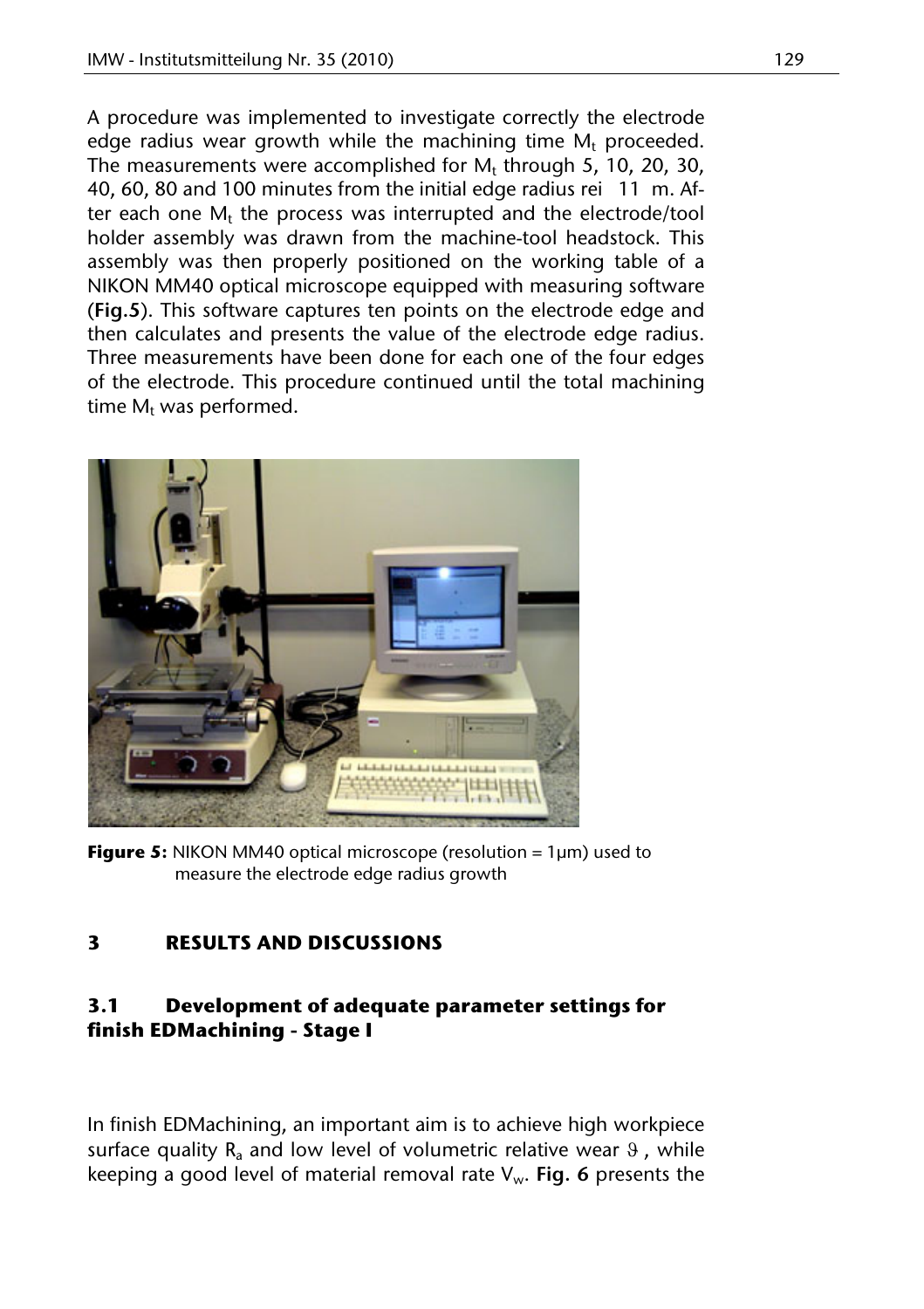A procedure was implemented to investigate correctly the electrode edge radius wear growth while the machining time $M_t$ proceeded. The measurements were accomplished for $M_t$ through 5, 10, 20, 30, 40, 60, 80 and 100 minutes from the initial edge radius rei  11  m. After each one $M_t$ the process was interrupted and the electrode/tool holder assembly was drawn from the machine-tool headstock. This assembly was then properly positioned on the working table of a NIKON MM40 optical microscope equipped with measuring software (**Fig.5**). This software captures ten points on the electrode edge and then calculates and presents the value of the electrode edge radius. Three measurements have been done for each one of the four edges of the electrode. This procedure continued until the total machining time $M_t$ was performed.

**Figure 5:** NIKON MM40 optical microscope (resolution = 1µm) used to measure the electrode edge radius growth

# 3 RESULTS AND DISCUSSIONS

## 3.1 Development of adequate parameter settings for finish EDMachining - Stage I

In finish EDMachining, an important aim is to achieve high workpiece surface quality $R_a$ and low level of volumetric relative wear $\vartheta$, while keeping a good level of material removal rate $V_w$. **Fig. 6** presents the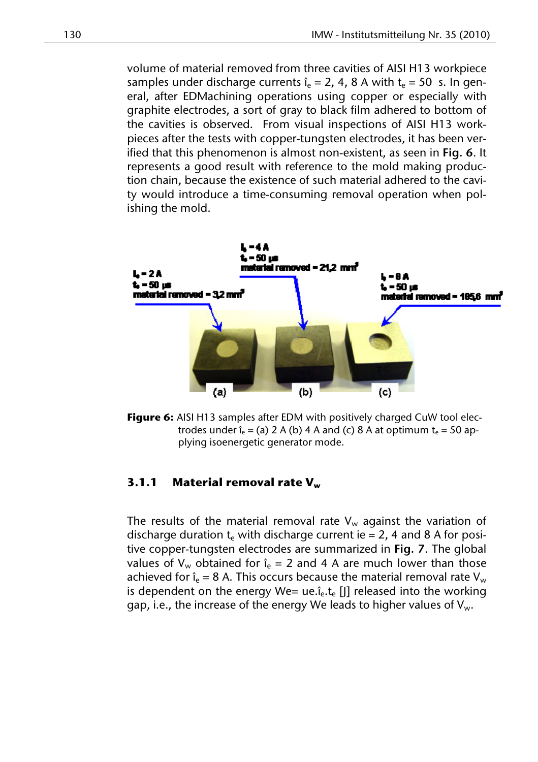volume of material removed from three cavities of AISI H13 workpiece samples under discharge currents $\hat{i}_e$ = 2, 4, 8 A with $t_e$ = 50 s. In general, after EDMachining operations using copper or especially with graphite electrodes, a sort of gray to black film adhered to bottom of the cavities is observed. From visual inspections of AISI H13 workpieces after the tests with copper-tungsten electrodes, it has been verified that this phenomenon is almost non-existent, as seen in **Fig. 6**. It represents a good result with reference to the mold making production chain, because the existence of such material adhered to the cavity would introduce a time-consuming removal operation when polishing the mold.

**Figure 6:** AISI H13 samples after EDM with positively charged CuW tool electrodes under $\hat{i}_e$ = (a) 2 A (b) 4 A and (c) 8 A at optimum $t_e$ = 50 applying isoenergetic generator mode.

### 3.1.1 Material removal rate $V_w$

The results of the material removal rate $V_w$ against the variation of discharge duration $t_e$ with discharge current ie = 2, 4 and 8 A for positive copper-tungsten electrodes are summarized in **Fig. 7**. The global values of $V_w$ obtained for $\hat{i}_e$ = 2 and 4 A are much lower than those achieved for $\hat{i}_e$ = 8 A. This occurs because the material removal rate $V_w$ is dependent on the energy $We = ue.\hat{i}_e.t_e$ [J] released into the working gap, i.e., the increase of the energy We leads to higher values of $V_w$.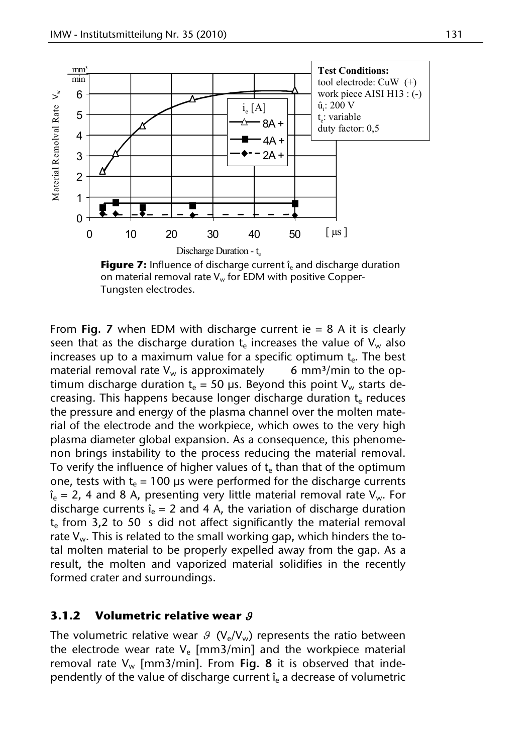**Figure 7:** Influence of discharge current $\hat{i}_e$ and discharge duration on material removal rate $V_w$ for EDM with positive Copper-Tungsten electrodes.

From **Fig. 7** when EDM with discharge current ie = 8 A it is clearly seen that as the discharge duration $t_e$ increases the value of $V_w$ also increases up to a maximum value for a specific optimum $t_e$. The best material removal rate $V_w$ is approximately 6 mm³/min to the optimum discharge duration $t_e$ = 50 µs. Beyond this point $V_w$ starts decreasing. This happens because longer discharge duration $t_e$ reduces the pressure and energy of the plasma channel over the molten material of the electrode and the workpiece, which owes to the very high plasma diameter global expansion. As a consequence, this phenomenon brings instability to the process reducing the material removal. To verify the influence of higher values of $t_e$ than that of the optimum one, tests with $t_e$ = 100 µs were performed for the discharge currents $\hat{i}_e$ = 2, 4 and 8 A, presenting very little material removal rate $V_w$. For discharge currents $\hat{i}_e$ = 2 and 4 A, the variation of discharge duration $t_e$ from 3,2 to 50 s did not affect significantly the material removal rate $V_w$. This is related to the small working gap, which hinders the total molten material to be properly expelled away from the gap. As a result, the molten and vaporized material solidifies in the recently formed crater and surroundings.

### 3.1.2 Volumetric relative wear $\vartheta$

The volumetric relative wear $\vartheta$ ($V_e/V_w$) represents the ratio between the electrode wear rate $V_e$ [mm3/min] and the workpiece material removal rate $V_w$ [mm3/min]. From **Fig. 8** it is observed that independently of the value of discharge current $\hat{i}_e$ a decrease of volumetric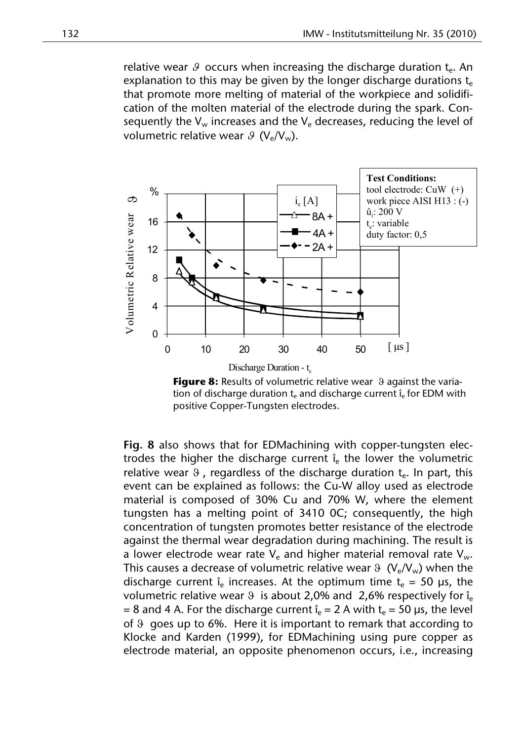relative wear $\vartheta$ occurs when increasing the discharge duration $t_e$. An explanation to this may be given by the longer discharge durations $t_e$ that promote more melting of material of the workpiece and solidification of the molten material of the electrode during the spark. Consequently the $V_w$ increases and the $V_e$ decreases, reducing the level of volumetric relative wear $\vartheta$ ($V_e/V_w$).

**Figure 8:** Results of volumetric relative wear $\vartheta$ against the variation of discharge duration $t_e$ and discharge current $\hat{\imath}_e$ for EDM with positive Copper-Tungsten electrodes.

**Fig. 8** also shows that for EDMachining with copper-tungsten electrodes the higher the discharge current $\hat{\imath}_e$ the lower the volumetric relative wear $\vartheta$, regardless of the discharge duration $t_e$. In part, this event can be explained as follows: the Cu-W alloy used as electrode material is composed of 30% Cu and 70% W, where the element tungsten has a melting point of 3410 0C; consequently, the high concentration of tungsten promotes better resistance of the electrode against the thermal wear degradation during machining. The result is a lower electrode wear rate $V_e$ and higher material removal rate $V_w$. This causes a decrease of volumetric relative wear $\vartheta$ ($V_e/V_w$) when the discharge current $\hat{\imath}_e$ increases. At the optimum time $t_e$ = 50 µs, the volumetric relative wear $\vartheta$ is about 2,0% and 2,6% respectively for $\hat{\imath}_e$ = 8 and 4 A. For the discharge current $\hat{\imath}_e$ = 2 A with $t_e$ = 50 µs, the level of $\vartheta$ goes up to 6%. Here it is important to remark that according to Klocke and Karden (1999), for EDMachining using pure copper as electrode material, an opposite phenomenon occurs, i.e., increasing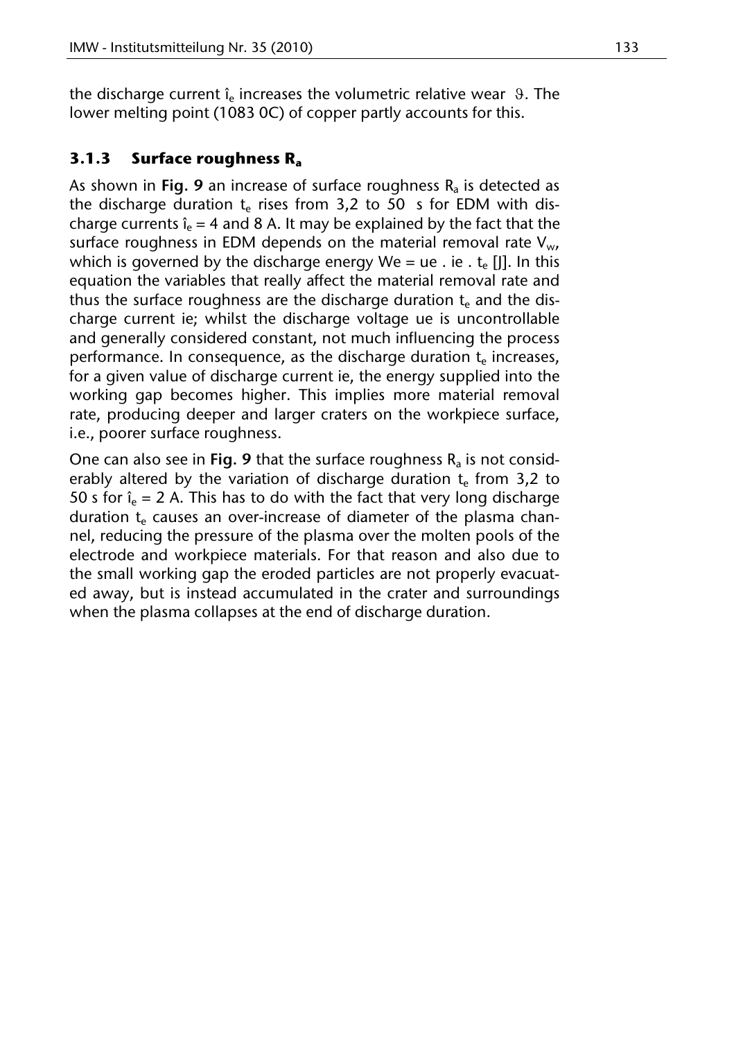the discharge current $\hat{i}_e$ increases the volumetric relative wear $\vartheta$. The lower melting point (1083 0C) of copper partly accounts for this.

### 3.1.3 Surface roughness $R_a$

As shown in **Fig. 9** an increase of surface roughness $R_a$ is detected as the discharge duration $t_e$ rises from 3,2 to 50 s for EDM with discharge currents $\hat{i}_e$ = 4 and 8 A. It may be explained by the fact that the surface roughness in EDM depends on the material removal rate $V_w$, which is governed by the discharge energy We = ue . ie . $t_e$ [J]. In this equation the variables that really affect the material removal rate and thus the surface roughness are the discharge duration $t_e$ and the discharge current ie; whilst the discharge voltage ue is uncontrollable and generally considered constant, not much influencing the process performance. In consequence, as the discharge duration $t_e$ increases, for a given value of discharge current ie, the energy supplied into the working gap becomes higher. This implies more material removal rate, producing deeper and larger craters on the workpiece surface, i.e., poorer surface roughness.

One can also see in **Fig. 9** that the surface roughness $R_a$ is not considerably altered by the variation of discharge duration $t_e$ from 3,2 to 50 s for $\hat{i}_e$ = 2 A. This has to do with the fact that very long discharge duration $t_e$ causes an over-increase of diameter of the plasma channel, reducing the pressure of the plasma over the molten pools of the electrode and workpiece materials. For that reason and also due to the small working gap the eroded particles are not properly evacuated away, but is instead accumulated in the crater and surroundings when the plasma collapses at the end of discharge duration.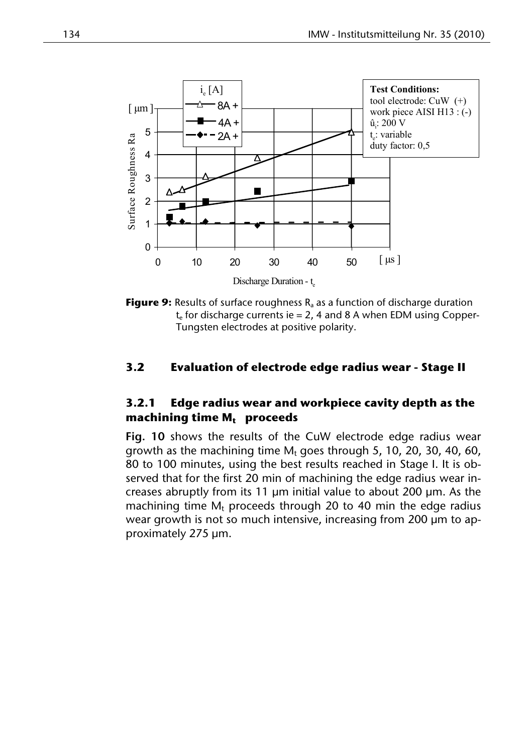**Figure 9:** Results of surface roughness $R_a$ as a function of discharge duration $t_e$ for discharge currents ie = 2, 4 and 8 A when EDM using Copper-Tungsten electrodes at positive polarity.

## 3.2 Evaluation of electrode edge radius wear - Stage II

### 3.2.1 Edge radius wear and workpiece cavity depth as the machining time $M_t$ proceeds

**Fig. 10** shows the results of the CuW electrode edge radius wear growth as the machining time $M_t$ goes through 5, 10, 20, 30, 40, 60, 80 to 100 minutes, using the best results reached in Stage I. It is observed that for the first 20 min of machining the edge radius wear increases abruptly from its 11 µm initial value to about 200 µm. As the machining time $M_t$ proceeds through 20 to 40 min the edge radius wear growth is not so much intensive, increasing from 200 µm to approximately 275 µm.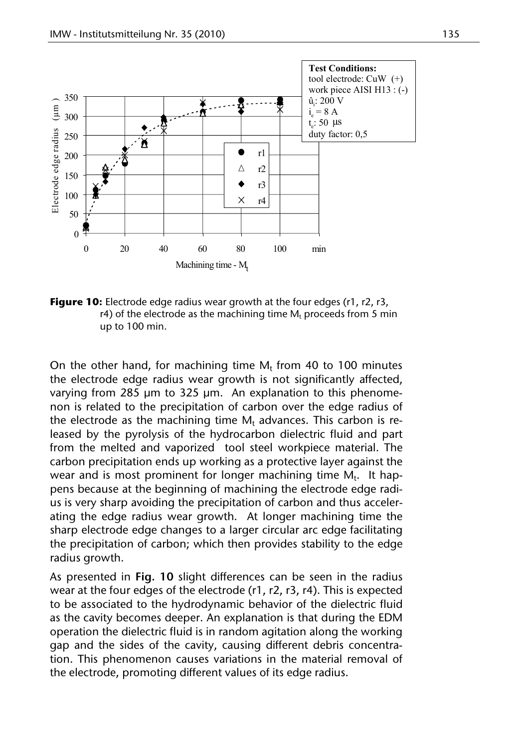**Figure 10:** Electrode edge radius wear growth at the four edges (r1, r2, r3, r4) of the electrode as the machining time $M_t$ proceeds from 5 min up to 100 min.

On the other hand, for machining time $M_t$ from 40 to 100 minutes the electrode edge radius wear growth is not significantly affected, varying from 285 µm to 325 µm. An explanation to this phenomenon is related to the precipitation of carbon over the edge radius of the electrode as the machining time $M_t$ advances. This carbon is released by the pyrolysis of the hydrocarbon dielectric fluid and part from the melted and vaporized tool steel workpiece material. The carbon precipitation ends up working as a protective layer against the wear and is most prominent for longer machining time $M_t$. It happens because at the beginning of machining the electrode edge radius is very sharp avoiding the precipitation of carbon and thus accelerating the edge radius wear growth. At longer machining time the sharp electrode edge changes to a larger circular arc edge facilitating the precipitation of carbon; which then provides stability to the edge radius growth.

As presented in **Fig. 10** slight differences can be seen in the radius wear at the four edges of the electrode (r1, r2, r3, r4). This is expected to be associated to the hydrodynamic behavior of the dielectric fluid as the cavity becomes deeper. An explanation is that during the EDM operation the dielectric fluid is in random agitation along the working gap and the sides of the cavity, causing different debris concentration. This phenomenon causes variations in the material removal of the electrode, promoting different values of its edge radius.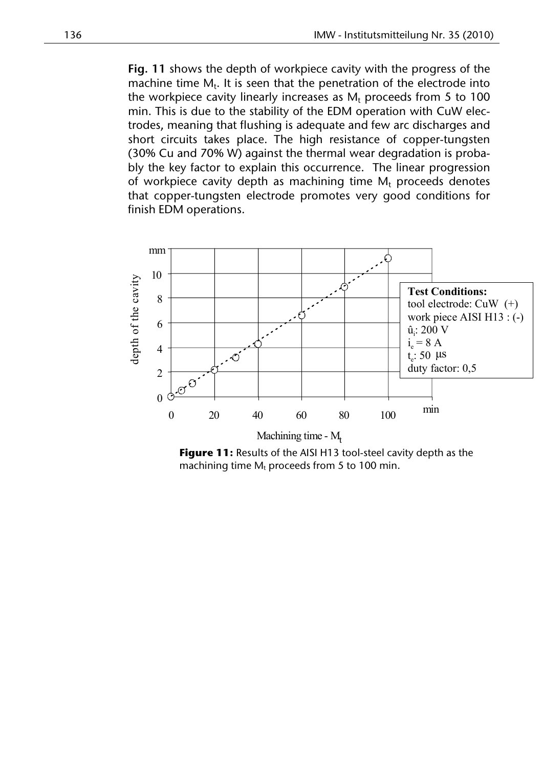**Fig. 11** shows the depth of workpiece cavity with the progress of the machine time $M_t$. It is seen that the penetration of the electrode into the workpiece cavity linearly increases as $M_t$ proceeds from 5 to 100 min. This is due to the stability of the EDM operation with CuW electrodes, meaning that flushing is adequate and few arc discharges and short circuits takes place. The high resistance of copper-tungsten (30% Cu and 70% W) against the thermal wear degradation is probably the key factor to explain this occurrence. The linear progression of workpiece cavity depth as machining time $M_t$ proceeds denotes that copper-tungsten electrode promotes very good conditions for finish EDM operations.

**Figure 11:** Results of the AISI H13 tool-steel cavity depth as the machining time $M_t$ proceeds from 5 to 100 min.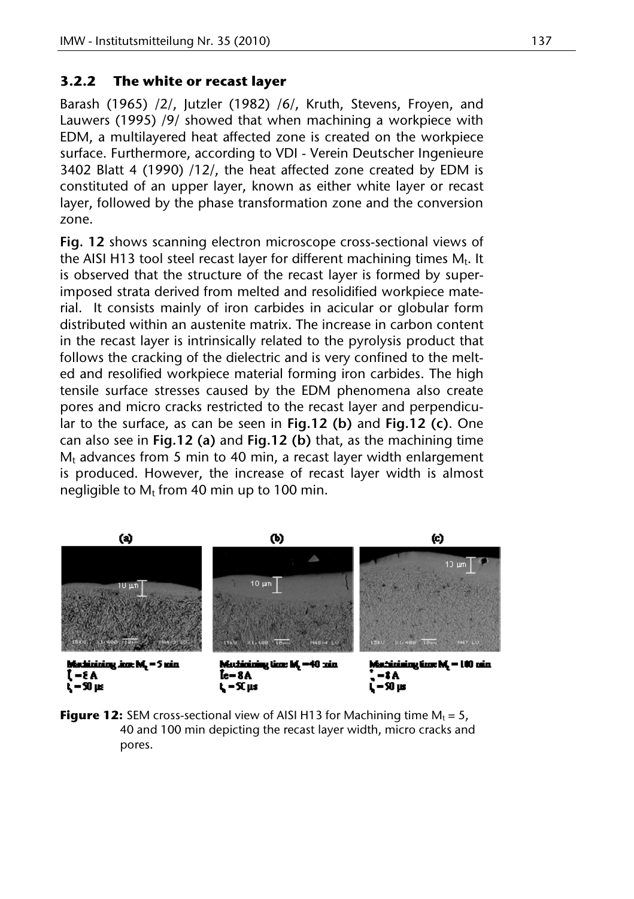### 3.2.2 The white or recast layer

Barash (1965) /2/, Jutzler (1982) /6/, Kruth, Stevens, Froyen, and Lauwers (1995) /9/ showed that when machining a workpiece with EDM, a multilayered heat affected zone is created on the workpiece surface. Furthermore, according to VDI - Verein Deutscher Ingenieure 3402 Blatt 4 (1990) /12/, the heat affected zone created by EDM is constituted of an upper layer, known as either white layer or recast layer, followed by the phase transformation zone and the conversion zone.

**Fig. 12** shows scanning electron microscope cross-sectional views of the AISI H13 tool steel recast layer for different machining times $M_t$. It is observed that the structure of the recast layer is formed by superimposed strata derived from melted and resolidified workpiece material. It consists mainly of iron carbides in acicular or globular form distributed within an austenite matrix. The increase in carbon content in the recast layer is intrinsically related to the pyrolysis product that follows the cracking of the dielectric and is very confined to the melted and resolified workpiece material forming iron carbides. The high tensile surface stresses caused by the EDM phenomena also create pores and micro cracks restricted to the recast layer and perpendicular to the surface, as can be seen in **Fig.12 (b)** and **Fig.12 (c)**. One can also see in **Fig.12 (a)** and **Fig.12 (b)** that, as the machining time $M_t$ advances from 5 min to 40 min, a recast layer width enlargement is produced. However, the increase of recast layer width is almost negligible to $M_t$ from 40 min up to 100 min.

(a) Machining time $M_t$ = 5 min, $I_e$ = 8 A, $t_i$ = 50 µs

(b) Machining time $M_t$ = 40 min, $I_e$ = 8 A, $t_i$ = 50 µs

(c) Machining time $M_t$ = 100 min, $I_e$ = 8 A, $t_i$ = 50 µs

**Figure 12:** SEM cross-sectional view of AISI H13 for Machining time $M_t$ = 5, 40 and 100 min depicting the recast layer width, micro cracks and pores.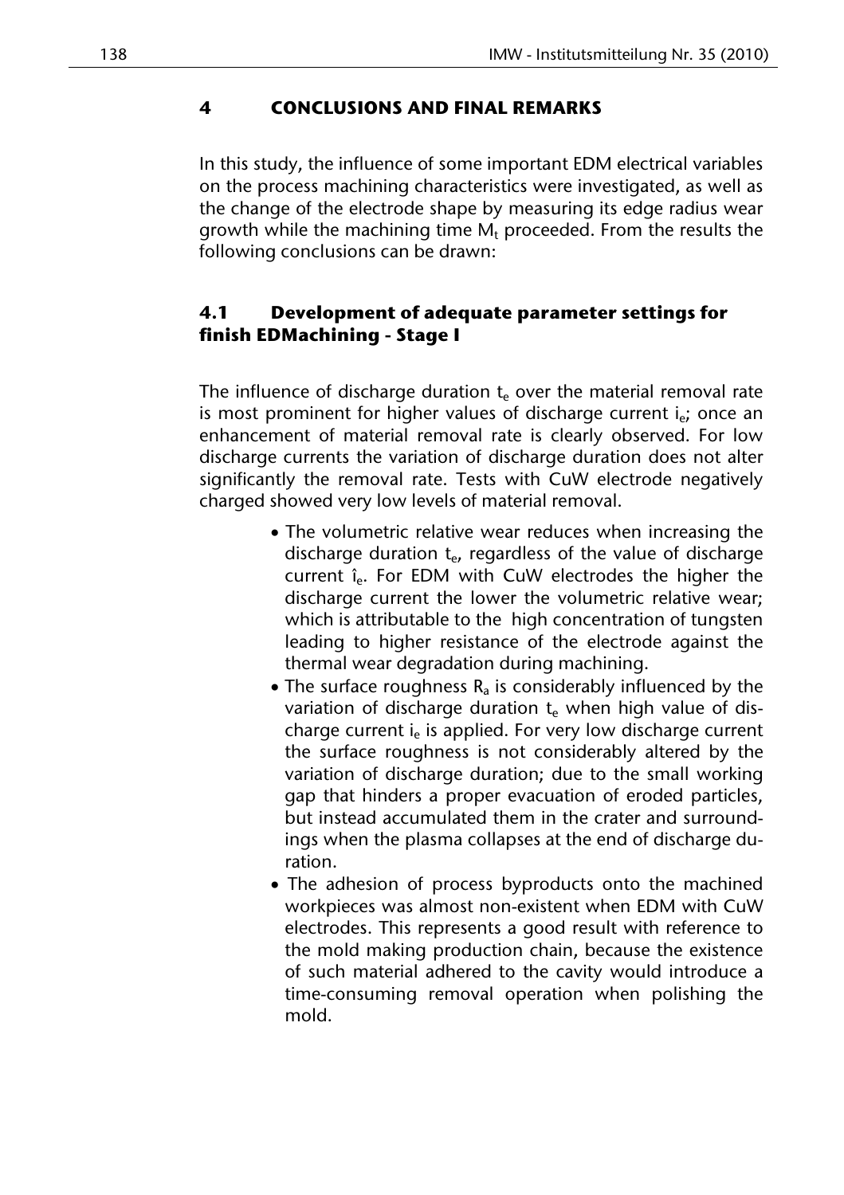## 4 CONCLUSIONS AND FINAL REMARKS

In this study, the influence of some important EDM electrical variables on the process machining characteristics were investigated, as well as the change of the electrode shape by measuring its edge radius wear growth while the machining time $M_t$ proceeded. From the results the following conclusions can be drawn:

### 4.1 Development of adequate parameter settings for finish EDMachining - Stage I

The influence of discharge duration $t_e$ over the material removal rate is most prominent for higher values of discharge current $i_e$; once an enhancement of material removal rate is clearly observed. For low discharge currents the variation of discharge duration does not alter significantly the removal rate. Tests with CuW electrode negatively charged showed very low levels of material removal.

- The volumetric relative wear reduces when increasing the discharge duration $t_e$, regardless of the value of discharge current $\hat{i}_e$. For EDM with CuW electrodes the higher the discharge current the lower the volumetric relative wear; which is attributable to the high concentration of tungsten leading to higher resistance of the electrode against the thermal wear degradation during machining.
- The surface roughness $R_a$ is considerably influenced by the variation of discharge duration $t_e$ when high value of discharge current $i_e$ is applied. For very low discharge current the surface roughness is not considerably altered by the variation of discharge duration; due to the small working gap that hinders a proper evacuation of eroded particles, but instead accumulated them in the crater and surroundings when the plasma collapses at the end of discharge duration.
- The adhesion of process byproducts onto the machined workpieces was almost non-existent when EDM with CuW electrodes. This represents a good result with reference to the mold making production chain, because the existence of such material adhered to the cavity would introduce a time-consuming removal operation when polishing the mold.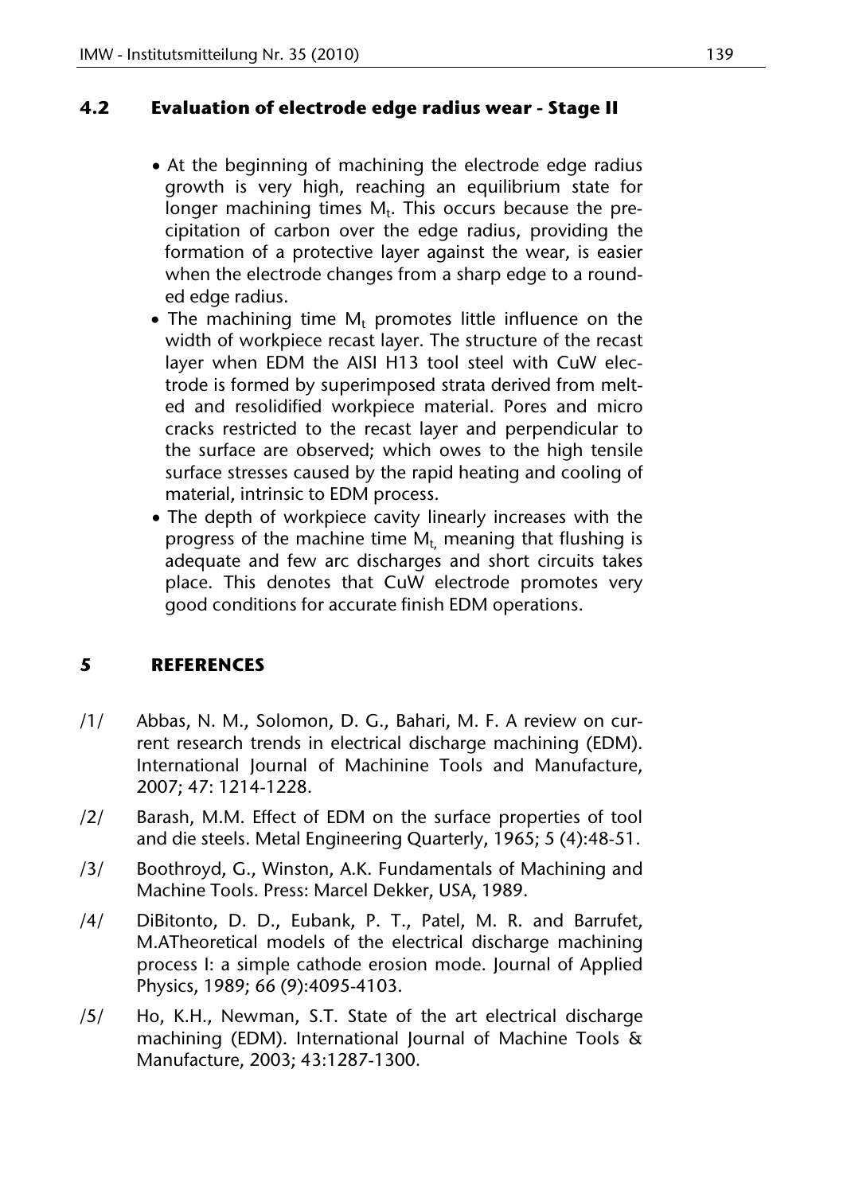## 4.2 Evaluation of electrode edge radius wear - Stage II

- At the beginning of machining the electrode edge radius growth is very high, reaching an equilibrium state for longer machining times $M_t$. This occurs because the precipitation of carbon over the edge radius, providing the formation of a protective layer against the wear, is easier when the electrode changes from a sharp edge to a rounded edge radius.
- The machining time $M_t$ promotes little influence on the width of workpiece recast layer. The structure of the recast layer when EDM the AISI H13 tool steel with CuW electrode is formed by superimposed strata derived from melted and resolidified workpiece material. Pores and micro cracks restricted to the recast layer and perpendicular to the surface are observed; which owes to the high tensile surface stresses caused by the rapid heating and cooling of material, intrinsic to EDM process.
- The depth of workpiece cavity linearly increases with the progress of the machine time $M_{t,}$ meaning that flushing is adequate and few arc discharges and short circuits takes place. This denotes that CuW electrode promotes very good conditions for accurate finish EDM operations.

# 5 REFERENCES

/1/ Abbas, N. M., Solomon, D. G., Bahari, M. F. A review on current research trends in electrical discharge machining (EDM). International Journal of Machinine Tools and Manufacture, 2007; 47: 1214-1228.

/2/ Barash, M.M. Effect of EDM on the surface properties of tool and die steels. Metal Engineering Quarterly, 1965; 5 (4):48-51.

/3/ Boothroyd, G., Winston, A.K. Fundamentals of Machining and Machine Tools. Press: Marcel Dekker, USA, 1989.

/4/ DiBitonto, D. D., Eubank, P. T., Patel, M. R. and Barrufet, M.ATheoretical models of the electrical discharge machining process I: a simple cathode erosion mode. Journal of Applied Physics, 1989; 66 (9):4095-4103.

/5/ Ho, K.H., Newman, S.T. State of the art electrical discharge machining (EDM). International Journal of Machine Tools & Manufacture, 2003; 43:1287-1300.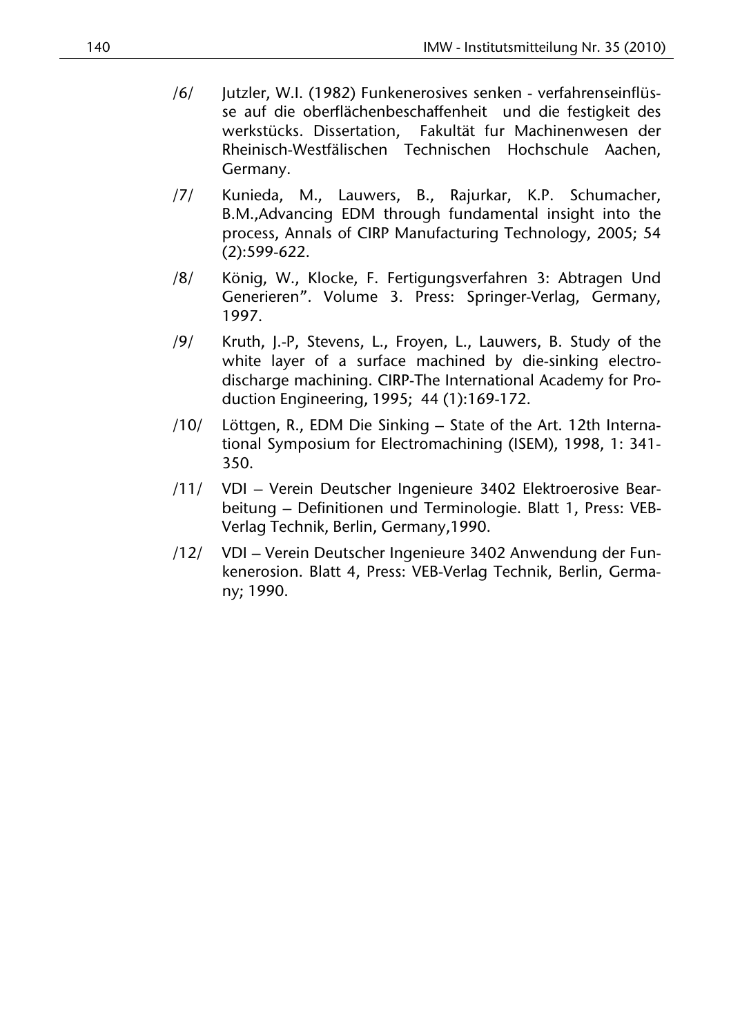/6/ Jutzler, W.I. (1982) Funkenerosives senken - verfahrenseinflüsse auf die oberflächenbeschaffenheit und die festigkeit des werkstücks. Dissertation, Fakultät fur Machinenwesen der Rheinisch-Westfälischen Technischen Hochschule Aachen, Germany.

/7/ Kunieda, M., Lauwers, B., Rajurkar, K.P. Schumacher, B.M.,Advancing EDM through fundamental insight into the process, Annals of CIRP Manufacturing Technology, 2005; 54 (2):599-622.

/8/ König, W., Klocke, F. Fertigungsverfahren 3: Abtragen Und Generieren". Volume 3. Press: Springer-Verlag, Germany, 1997.

/9/ Kruth, J.-P, Stevens, L., Froyen, L., Lauwers, B. Study of the white layer of a surface machined by die-sinking electro-discharge machining. CIRP-The International Academy for Production Engineering, 1995; 44 (1):169-172.

/10/ Löttgen, R., EDM Die Sinking – State of the Art. 12th International Symposium for Electromachining (ISEM), 1998, 1: 341-350.

/11/ VDI – Verein Deutscher Ingenieure 3402 Elektroerosive Bearbeitung – Definitionen und Terminologie. Blatt 1, Press: VEB-Verlag Technik, Berlin, Germany,1990.

/12/ VDI – Verein Deutscher Ingenieure 3402 Anwendung der Funkenerosion. Blatt 4, Press: VEB-Verlag Technik, Berlin, Germany; 1990.